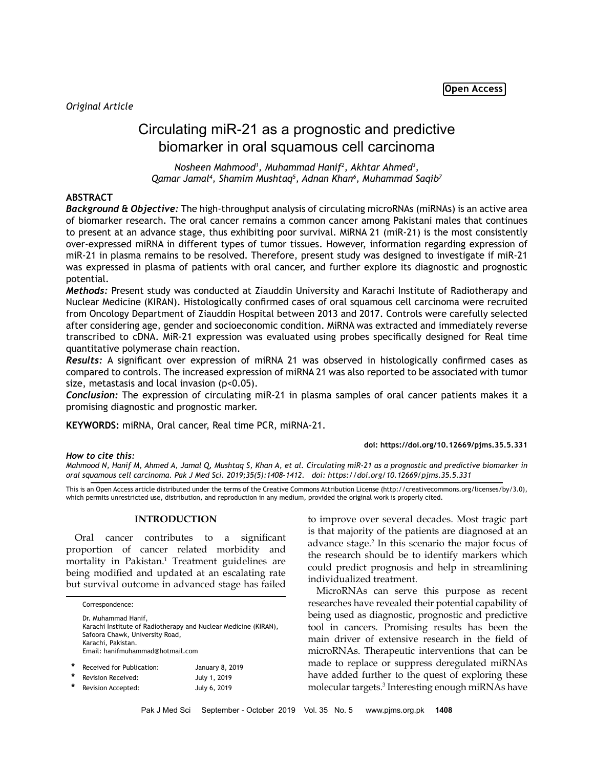Open Access

*Original Article*

# Circulating miR-21 as a prognostic and predictive biomarker in oral squamous cell carcinoma

*Nosheen Mahmood[1], Muhammad Hanif[2], Akhtar Ahmed[3], Qamar Jamal[4], Shamim Mushtaq[5], Adnan Khan[6], Muhammad Saqib[7]*

## ABSTRACT

***Background & Objective:*** The high-throughput analysis of circulating microRNAs (miRNAs) is an active area of biomarker research. The oral cancer remains a common cancer among Pakistani males that continues to present at an advance stage, thus exhibiting poor survival. MiRNA 21 (miR-21) is the most consistently over-expressed miRNA in different types of tumor tissues. However, information regarding expression of miR-21 in plasma remains to be resolved. Therefore, present study was designed to investigate if miR-21 was expressed in plasma of patients with oral cancer, and further explore its diagnostic and prognostic potential.

***Methods:*** Present study was conducted at Ziauddin University and Karachi Institute of Radiotherapy and Nuclear Medicine (KIRAN). Histologically confirmed cases of oral squamous cell carcinoma were recruited from Oncology Department of Ziauddin Hospital between 2013 and 2017. Controls were carefully selected after considering age, gender and socioeconomic condition. MiRNA was extracted and immediately reverse transcribed to cDNA. MiR-21 expression was evaluated using probes specifically designed for Real time quantitative polymerase chain reaction.

***Results:*** A significant over expression of miRNA 21 was observed in histologically confirmed cases as compared to controls. The increased expression of miRNA 21 was also reported to be associated with tumor size, metastasis and local invasion ($p<0.05$).

***Conclusion:*** The expression of circulating miR-21 in plasma samples of oral cancer patients makes it a promising diagnostic and prognostic marker.

**KEYWORDS:** miRNA, Oral cancer, Real time PCR, miRNA-21.

**doi: https://doi.org/10.12669/pjms.35.5.331**

***How to cite this:***
*Mahmood N, Hanif M, Ahmed A, Jamal Q, Mushtaq S, Khan A, et al. Circulating miR-21 as a prognostic and predictive biomarker in oral squamous cell carcinoma. Pak J Med Sci. 2019;35(5):1408-1412. doi: https://doi.org/10.12669/pjms.35.5.331*

This is an Open Access article distributed under the terms of the Creative Commons Attribution License (http://creativecommons.org/licenses/by/3.0), which permits unrestricted use, distribution, and reproduction in any medium, provided the original work is properly cited.

## INTRODUCTION

Oral cancer contributes to a significant proportion of cancer related morbidity and mortality in Pakistan.[1] Treatment guidelines are being modified and updated at an escalating rate but survival outcome in advanced stage has failed to improve over several decades. Most tragic part is that majority of the patients are diagnosed at an advance stage.[2] In this scenario the major focus of the research should be to identify markers which could predict prognosis and help in streamlining individualized treatment.

MicroRNAs can serve this purpose as recent researches have revealed their potential capability of being used as diagnostic, prognostic and predictive tool in cancers. Promising results has been the main driver of extensive research in the field of microRNAs. Therapeutic interventions that can be made to replace or suppress deregulated miRNAs have added further to the quest of exploring these molecular targets.[3] Interesting enough miRNAs have

---

Correspondence:

Dr. Muhammad Hanif,
Karachi Institute of Radiotherapy and Nuclear Medicine (KIRAN),
Safoora Chawk, University Road,
Karachi, Pakistan.
Email: hanifmuhammad@hotmail.com

| | | |
|---|---|---|
| * | Received for Publication: | January 8, 2019 |
| * | Revision Received: | July 1, 2019 |
| * | Revision Accepted: | July 6, 2019 |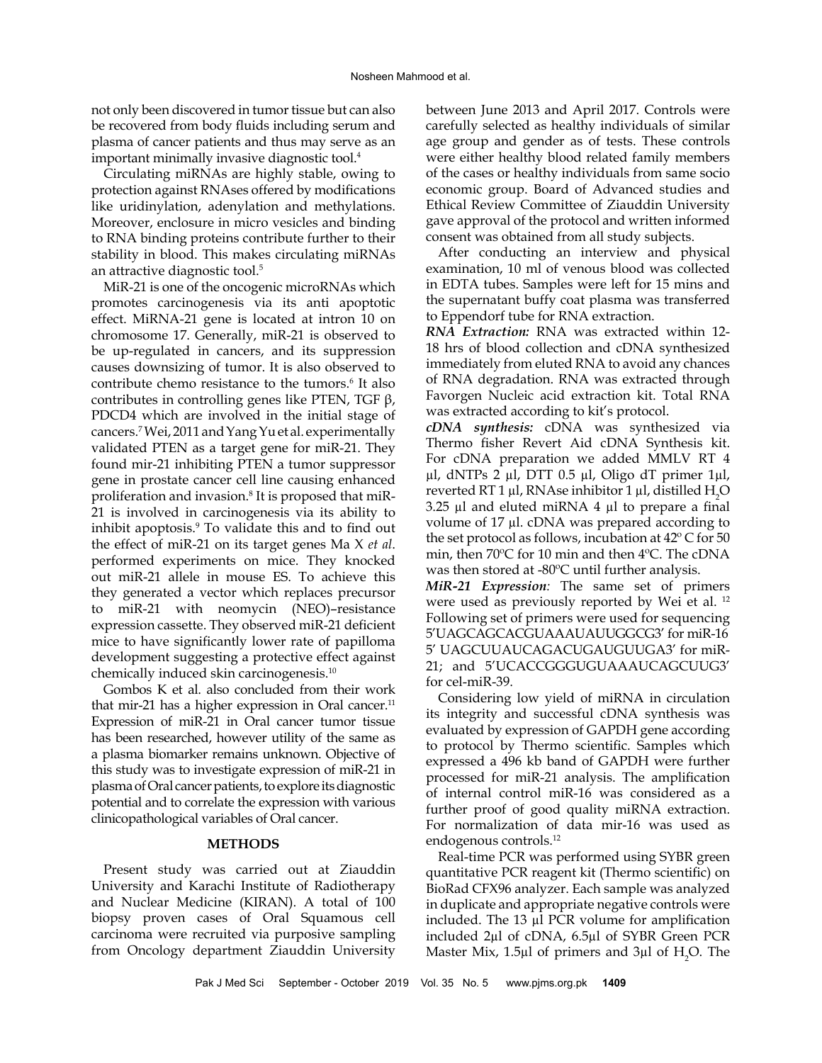not only been discovered in tumor tissue but can also be recovered from body fluids including serum and plasma of cancer patients and thus may serve as an important minimally invasive diagnostic tool.[4]

Circulating miRNAs are highly stable, owing to protection against RNAses offered by modifications like uridinylation, adenylation and methylations. Moreover, enclosure in micro vesicles and binding to RNA binding proteins contribute further to their stability in blood. This makes circulating miRNAs an attractive diagnostic tool.[5]

MiR-21 is one of the oncogenic microRNAs which promotes carcinogenesis via its anti apoptotic effect. MiRNA-21 gene is located at intron 10 on chromosome 17. Generally, miR-21 is observed to be up-regulated in cancers, and its suppression causes downsizing of tumor. It is also observed to contribute chemo resistance to the tumors.[6] It also contributes in controlling genes like PTEN, TGF β, PDCD4 which are involved in the initial stage of cancers.[7] Wei, 2011 and Yang Yu et al. experimentally validated PTEN as a target gene for miR-21. They found mir-21 inhibiting PTEN a tumor suppressor gene in prostate cancer cell line causing enhanced proliferation and invasion.[8] It is proposed that miR-21 is involved in carcinogenesis via its ability to inhibit apoptosis.[9] To validate this and to find out the effect of miR-21 on its target genes Ma X *et al*. performed experiments on mice. They knocked out miR-21 allele in mouse ES. To achieve this they generated a vector which replaces precursor to miR-21 with neomycin (NEO)–resistance expression cassette. They observed miR-21 deficient mice to have significantly lower rate of papilloma development suggesting a protective effect against chemically induced skin carcinogenesis.[10]

Gombos K et al. also concluded from their work that mir-21 has a higher expression in Oral cancer.[11] Expression of miR-21 in Oral cancer tumor tissue has been researched, however utility of the same as a plasma biomarker remains unknown. Objective of this study was to investigate expression of miR-21 in plasma of Oral cancer patients, to explore its diagnostic potential and to correlate the expression with various clinicopathological variables of Oral cancer.

## METHODS

Present study was carried out at Ziauddin University and Karachi Institute of Radiotherapy and Nuclear Medicine (KIRAN). A total of 100 biopsy proven cases of Oral Squamous cell carcinoma were recruited via purposive sampling from Oncology department Ziauddin University between June 2013 and April 2017. Controls were carefully selected as healthy individuals of similar age group and gender as of tests. These controls were either healthy blood related family members of the cases or healthy individuals from same socio economic group. Board of Advanced studies and Ethical Review Committee of Ziauddin University gave approval of the protocol and written informed consent was obtained from all study subjects.

After conducting an interview and physical examination, 10 ml of venous blood was collected in EDTA tubes. Samples were left for 15 mins and the supernatant buffy coat plasma was transferred to Eppendorf tube for RNA extraction.

***RNA Extraction:*** RNA was extracted within 12-18 hrs of blood collection and cDNA synthesized immediately from eluted RNA to avoid any chances of RNA degradation. RNA was extracted through Favorgen Nucleic acid extraction kit. Total RNA was extracted according to kit's protocol.

***cDNA synthesis:*** cDNA was synthesized via Thermo fisher Revert Aid cDNA Synthesis kit. For cDNA preparation we added MMLV RT 4 µl, dNTPs 2 µl, DTT 0.5 µl, Oligo dT primer 1µl, reverted RT 1 µl, RNAse inhibitor 1 µl, distilled $H_2O$ 3.25 µl and eluted miRNA 4 µl to prepare a final volume of 17 µl. cDNA was prepared according to the set protocol as follows, incubation at 42º C for 50 min, then 70ºC for 10 min and then 4ºC. The cDNA was then stored at -80ºC until further analysis.

***MiR-21 Expression:*** The same set of primers were used as previously reported by Wei et al. [12] Following set of primers were used for sequencing 5'UAGCAGCACGUAAAUAUUGGCG3' for miR-16 5' UAGCUUAUCAGACUGAUGUUGA3' for miR-21; and 5'UCACCGGGUGUAAAUCAGCUUG3' for cel-miR-39.

Considering low yield of miRNA in circulation its integrity and successful cDNA synthesis was evaluated by expression of GAPDH gene according to protocol by Thermo scientific. Samples which expressed a 496 kb band of GAPDH were further processed for miR-21 analysis. The amplification of internal control miR-16 was considered as a further proof of good quality miRNA extraction. For normalization of data mir-16 was used as endogenous controls.[12]

Real-time PCR was performed using SYBR green quantitative PCR reagent kit (Thermo scientific) on BioRad CFX96 analyzer. Each sample was analyzed in duplicate and appropriate negative controls were included. The 13 µl PCR volume for amplification included 2µl of cDNA, 6.5µl of SYBR Green PCR Master Mix, 1.5µl of primers and 3µl of $H_2O$. The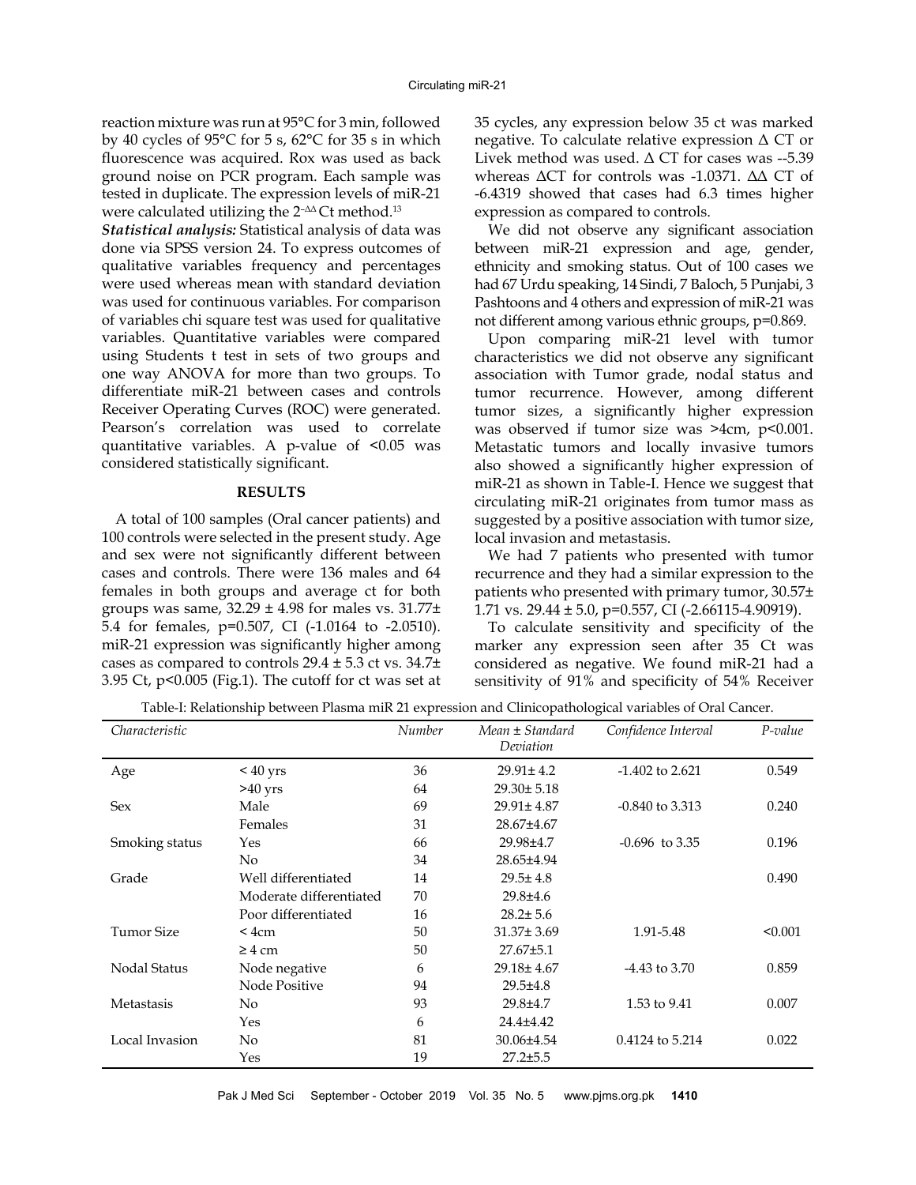reaction mixture was run at 95°C for 3 min, followed by 40 cycles of 95°C for 5 s, 62°C for 35 s in which fluorescence was acquired. Rox was used as back ground noise on PCR program. Each sample was tested in duplicate. The expression levels of miR-21 were calculated utilizing the $2^{-\Delta\Delta}$Ct method.[13]

***Statistical analysis:*** Statistical analysis of data was done via SPSS version 24. To express outcomes of qualitative variables frequency and percentages were used whereas mean with standard deviation was used for continuous variables. For comparison of variables chi square test was used for qualitative variables. Quantitative variables were compared using Students t test in sets of two groups and one way ANOVA for more than two groups. To differentiate miR-21 between cases and controls Receiver Operating Curves (ROC) were generated. Pearson's correlation was used to correlate quantitative variables. A p-value of <0.05 was considered statistically significant.

## RESULTS

A total of 100 samples (Oral cancer patients) and 100 controls were selected in the present study. Age and sex were not significantly different between cases and controls. There were 136 males and 64 females in both groups and average ct for both groups was same, 32.29 ± 4.98 for males vs. 31.77± 5.4 for females, p=0.507, CI (-1.0164 to -2.0510). miR-21 expression was significantly higher among cases as compared to controls 29.4 ± 5.3 ct vs. 34.7± 3.95 Ct, p<0.005 (Fig.1). The cutoff for ct was set at 35 cycles, any expression below 35 ct was marked negative. To calculate relative expression Δ CT or Livek method was used. Δ CT for cases was --5.39 whereas ΔCT for controls was -1.0371. ΔΔ CT of -6.4319 showed that cases had 6.3 times higher expression as compared to controls.

We did not observe any significant association between miR-21 expression and age, gender, ethnicity and smoking status. Out of 100 cases we had 67 Urdu speaking, 14 Sindi, 7 Baloch, 5 Punjabi, 3 Pashtoons and 4 others and expression of miR-21 was not different among various ethnic groups, p=0.869.

Upon comparing miR-21 level with tumor characteristics we did not observe any significant association with Tumor grade, nodal status and tumor recurrence. However, among different tumor sizes, a significantly higher expression was observed if tumor size was >4cm, p<0.001. Metastatic tumors and locally invasive tumors also showed a significantly higher expression of miR-21 as shown in Table-I. Hence we suggest that circulating miR-21 originates from tumor mass as suggested by a positive association with tumor size, local invasion and metastasis.

We had 7 patients who presented with tumor recurrence and they had a similar expression to the patients who presented with primary tumor, 30.57± 1.71 vs. 29.44 ± 5.0, p=0.557, CI (-2.66115-4.90919).

To calculate sensitivity and specificity of the marker any expression seen after 35 Ct was considered as negative. We found miR-21 had a sensitivity of 91% and specificity of 54% Receiver

Table-I: Relationship between Plasma miR 21 expression and Clinicopathological variables of Oral Cancer.

| *Characteristic* | | *Number* | *Mean ± Standard Deviation* | *Confidence Interval* | *P-value* |
|---|---|---|---|---|---|
| Age | < 40 yrs | 36 | 29.91± 4.2 | -1.402 to 2.621 | 0.549 |
| | >40 yrs | 64 | 29.30± 5.18 | | |
| Sex | Male | 69 | 29.91± 4.87 | -0.840 to 3.313 | 0.240 |
| | Females | 31 | 28.67±4.67 | | |
| Smoking status | Yes | 66 | 29.98±4.7 | -0.696 to 3.35 | 0.196 |
| | No | 34 | 28.65±4.94 | | |
| Grade | Well differentiated | 14 | 29.5± 4.8 | | 0.490 |
| | Moderate differentiated | 70 | 29.8±4.6 | | |
| | Poor differentiated | 16 | 28.2± 5.6 | | |
| Tumor Size | < 4cm | 50 | 31.37± 3.69 | 1.91-5.48 | <0.001 |
| | ≥ 4 cm | 50 | 27.67±5.1 | | |
| Nodal Status | Node negative | 6 | 29.18± 4.67 | -4.43 to 3.70 | 0.859 |
| | Node Positive | 94 | 29.5±4.8 | | |
| Metastasis | No | 93 | 29.8±4.7 | 1.53 to 9.41 | 0.007 |
| | Yes | 6 | 24.4±4.42 | | |
| Local Invasion | No | 81 | 30.06±4.54 | 0.4124 to 5.214 | 0.022 |
| | Yes | 19 | 27.2±5.5 | | |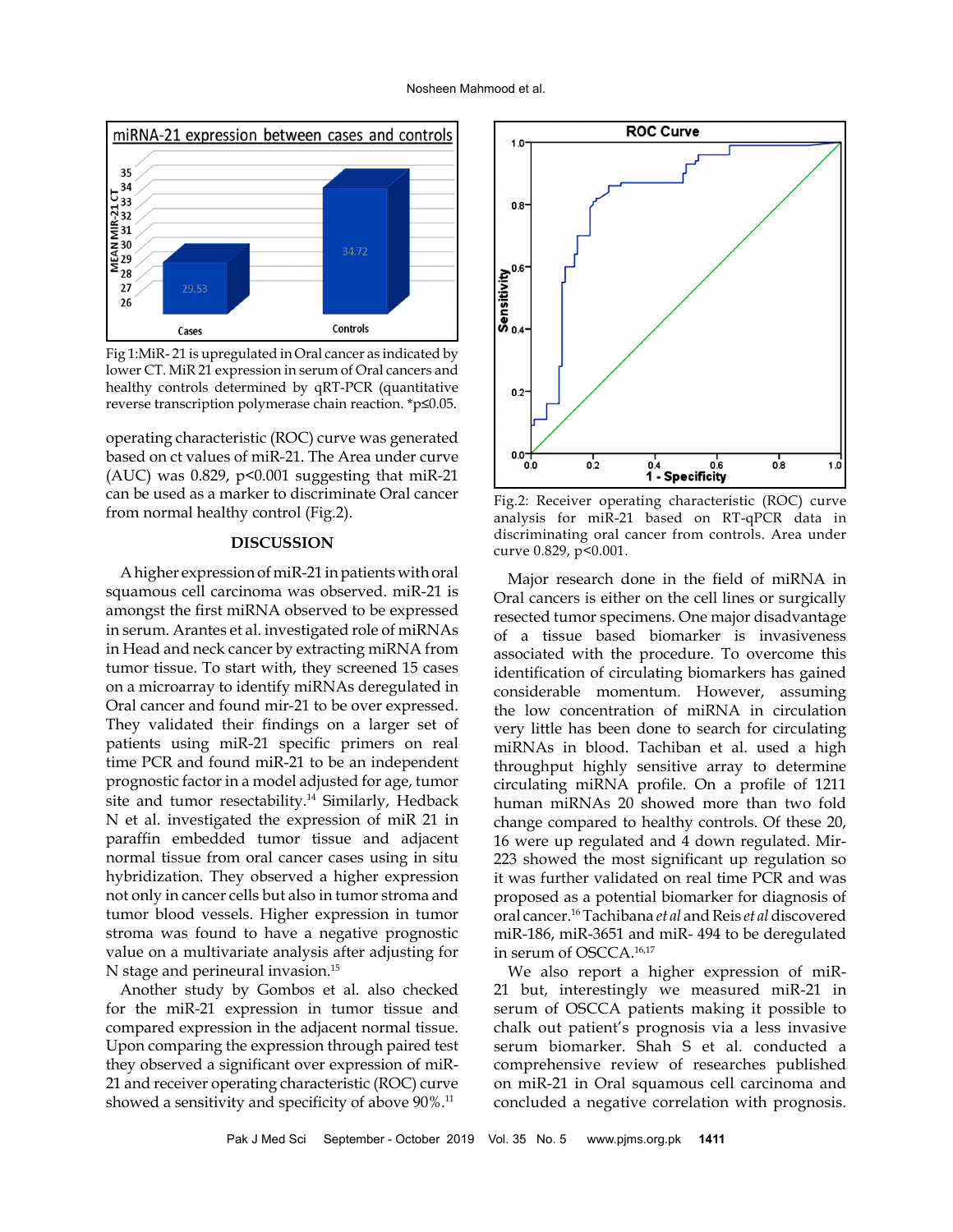Fig 1:MiR- 21 is upregulated in Oral cancer as indicated by lower CT. MiR 21 expression in serum of Oral cancers and healthy controls determined by qRT-PCR (quantitative reverse transcription polymerase chain reaction. *p≤0.05.

operating characteristic (ROC) curve was generated based on ct values of miR-21. The Area under curve (AUC) was 0.829, p<0.001 suggesting that miR-21 can be used as a marker to discriminate Oral cancer from normal healthy control (Fig.2).

Fig.2: Receiver operating characteristic (ROC) curve analysis for miR-21 based on RT-qPCR data in discriminating oral cancer from controls. Area under curve 0.829, p<0.001.

## DISCUSSION

A higher expression of miR-21 in patients with oral squamous cell carcinoma was observed. miR-21 is amongst the first miRNA observed to be expressed in serum. Arantes et al. investigated role of miRNAs in Head and neck cancer by extracting miRNA from tumor tissue. To start with, they screened 15 cases on a microarray to identify miRNAs deregulated in Oral cancer and found mir-21 to be over expressed. They validated their findings on a larger set of patients using miR-21 specific primers on real time PCR and found miR-21 to be an independent prognostic factor in a model adjusted for age, tumor site and tumor resectability.[14] Similarly, Hedback N et al. investigated the expression of miR 21 in paraffin embedded tumor tissue and adjacent normal tissue from oral cancer cases using in situ hybridization. They observed a higher expression not only in cancer cells but also in tumor stroma and tumor blood vessels. Higher expression in tumor stroma was found to have a negative prognostic value on a multivariate analysis after adjusting for N stage and perineural invasion.[15]

Another study by Gombos et al. also checked for the miR-21 expression in tumor tissue and compared expression in the adjacent normal tissue. Upon comparing the expression through paired test they observed a significant over expression of miR-21 and receiver operating characteristic (ROC) curve showed a sensitivity and specificity of above 90%.[11]

Major research done in the field of miRNA in Oral cancers is either on the cell lines or surgically resected tumor specimens. One major disadvantage of a tissue based biomarker is invasiveness associated with the procedure. To overcome this identification of circulating biomarkers has gained considerable momentum. However, assuming the low concentration of miRNA in circulation very little has been done to search for circulating miRNAs in blood. Tachiban et al. used a high throughput highly sensitive array to determine circulating miRNA profile. On a profile of 1211 human miRNAs 20 showed more than two fold change compared to healthy controls. Of these 20, 16 were up regulated and 4 down regulated. Mir-223 showed the most significant up regulation so it was further validated on real time PCR and was proposed as a potential biomarker for diagnosis of oral cancer.[16] Tachibana *et al* and Reis *et al* discovered miR-186, miR-3651 and miR- 494 to be deregulated in serum of OSCCA.[16,17]

We also report a higher expression of miR-21 but, interestingly we measured miR-21 in serum of OSCCA patients making it possible to chalk out patient's prognosis via a less invasive serum biomarker. Shah S et al. conducted a comprehensive review of researches published on miR-21 in Oral squamous cell carcinoma and concluded a negative correlation with prognosis.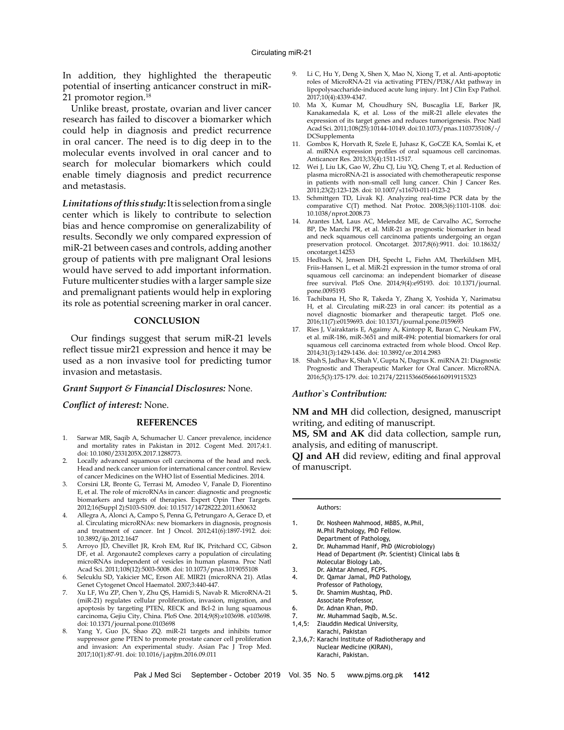In addition, they highlighted the therapeutic potential of inserting anticancer construct in miR-21 promotor region.[18]

Unlike breast, prostate, ovarian and liver cancer research has failed to discover a biomarker which could help in diagnosis and predict recurrence in oral cancer. The need is to dig deep in to the molecular events involved in oral cancer and to search for molecular biomarkers which could enable timely diagnosis and predict recurrence and metastasis.

***Limitations of this study:*** It is selection from a single center which is likely to contribute to selection bias and hence compromise on generalizability of results. Secondly we only compared expression of miR-21 between cases and controls, adding another group of patients with pre malignant Oral lesions would have served to add important information. Future multicenter studies with a larger sample size and premalignant patients would help in exploring its role as potential screening marker in oral cancer.

## CONCLUSION

Our findings suggest that serum miR-21 levels reflect tissue mir21 expression and hence it may be used as a non invasive tool for predicting tumor invasion and metastasis.

***Grant Support & Financial Disclosures:*** None.

***Conflict of interest:*** None.

## REFERENCES

1. Sarwar MR, Saqib A, Schumacher U. Cancer prevalence, incidence and mortality rates in Pakistan in 2012. Cogent Med. 2017;4:1. doi: 10.1080/2331205X.2017.1288773.
2. Locally advanced squamous cell carcinoma of the head and neck. Head and neck cancer union for international cancer control. Review of cancer Medicines on the WHO list of Essential Medicines. 2014.
3. Corsini LR, Bronte G, Terrasi M, Amodeo V, Fanale D, Fiorentino E, et al. The role of microRNAs in cancer: diagnostic and prognostic biomarkers and targets of therapies. Expert Opin Ther Targets. 2012;16(Suppl 2):S103-S109. doi: 10.1517/14728222.2011.650632
4. Allegra A, Alonci A, Campo S, Penna G, Petrungaro A, Gerace D, et al. Circulating microRNAs: new biomarkers in diagnosis, prognosis and treatment of cancer. Int J Oncol. 2012;41(6):1897-1912. doi: 10.3892/ijo.2012.1647
5. Arroyo JD, Chevillet JR, Kroh EM, Ruf IK, Pritchard CC, Gibson DF, et al. Argonaute2 complexes carry a population of circulating microRNAs independent of vesicles in human plasma. Proc Natl Acad Sci. 2011;108(12):5003-5008. doi: 10.1073/pnas.1019055108
6. Selcuklu SD, Yakicier MC, Erson AE. MIR21 (microRNA 21). Atlas Genet Cytogenet Oncol Haematol. 2007;3:440-447.
7. Xu LF, Wu ZP, Chen Y, Zhu QS, Hamidi S, Navab R. MicroRNA-21 (miR-21) regulates cellular proliferation, invasion, migration, and apoptosis by targeting PTEN, RECK and Bcl-2 in lung squamous carcinoma, Gejiu City, China. PloS One. 2014;9(8):e103698. e103698. doi: 10.1371/journal.pone.0103698
8. Yang Y, Guo JX, Shao ZQ. miR-21 targets and inhibits tumor suppressor gene PTEN to promote prostate cancer cell proliferation and invasion: An experimental study. Asian Pac J Trop Med. 2017;10(1):87-91. doi: 10.1016/j.apjtm.2016.09.011
9. Li C, Hu Y, Deng X, Shen X, Mao N, Xiong T, et al. Anti-apoptotic roles of MicroRNA-21 via activating PTEN/PI3K/Akt pathway in lipopolysaccharide-induced acute lung injury. Int J Clin Exp Pathol. 2017;10(4):4339-4347.
10. Ma X, Kumar M, Choudhury SN, Buscaglia LE, Barker JR, Kanakamedala K, et al. Loss of the miR-21 allele elevates the expression of its target genes and reduces tumorigenesis. Proc Natl Acad Sci. 2011;108(25):10144-10149. doi:10.1073/pnas.1103735108/-/DCSupplementa
11. Gombos K, Horvath R, Szele E, Juhasz K, GoCZE KA, Somlai K, et al. miRNA expression profiles of oral squamous cell carcinomas. Anticancer Res. 2013;33(4):1511-1517.
12. Wei J, Liu LK, Gao W, Zhu CJ, Liu YQ, Cheng T, et al. Reduction of plasma microRNA-21 is associated with chemotherapeutic response in patients with non-small cell lung cancer. Chin J Cancer Res. 2011;23(2):123-128. doi: 10.1007/s11670-011-0123-2
13. Schmittgen TD, Livak KJ. Analyzing real-time PCR data by the comparative C(T) method. Nat Protoc. 2008;3(6):1101-1108. doi: 10.1038/nprot.2008.73
14. Arantes LM, Laus AC, Melendez ME, de Carvalho AC, Sorroche BP, De Marchi PR, et al. MiR-21 as prognostic biomarker in head and neck squamous cell carcinoma patients undergoing an organ preservation protocol. Oncotarget. 2017;8(6):9911. doi: 10.18632/oncotarget.14253
15. Hedback N, Jensen DH, Specht L, Fiehn AM, Therkildsen MH, Friis-Hansen L, et al. MiR-21 expression in the tumor stroma of oral squamous cell carcinoma: an independent biomarker of disease free survival. PloS One. 2014;9(4):e95193. doi: 10.1371/journal.pone.0095193
16. Tachibana H, Sho R, Takeda Y, Zhang X, Yoshida Y, Narimatsu H, et al. Circulating miR-223 in oral cancer: its potential as a novel diagnostic biomarker and therapeutic target. PloS one. 2016;11(7):e0159693. doi: 10.1371/journal.pone.0159693
17. Ries J, Vairaktaris E, Agaimy A, Kintopp R, Baran C, Neukam FW, et al. miR-186, miR-3651 and miR-494: potential biomarkers for oral squamous cell carcinoma extracted from whole blood. Oncol Rep. 2014;31(3):1429-1436. doi: 10.3892/or.2014.2983
18. Shah S, Jadhav K, Shah V, Gupta N, Dagrus K. miRNA 21: Diagnostic Prognostic and Therapeutic Marker for Oral Cancer. MicroRNA. 2016;5(3):175-179. doi: 10.2174/2211536605666160919115323

***Author`s Contribution:***

**NM and MH** did collection, designed, manuscript writing, and editing of manuscript.

**MS, SM and AK** did data collection, sample run, analysis, and editing of manuscript.

**QJ and AH** did review, editing and final approval of manuscript.

Authors:

1. Dr. Nosheen Mahmood, MBBS, M.Phil, M.Phil Pathology, PhD Fellow. Department of Pathology,
2. Dr. Muhammad Hanif, PhD (Microbiology) Head of Department (Pr. Scientist) Clinical labs & Molecular Biology Lab,
3. Dr. Akhtar Ahmed, FCPS.
4. Dr. Qamar Jamal, PhD Pathology, Professor of Pathology,
5. Dr. Shamim Mushtaq, PhD. Associate Professor,
6. Dr. Adnan Khan, PhD.
7. Mr. Muhammad Saqib, M.Sc.

1,4,5: Ziauddin Medical University, Karachi, Pakistan

2,3,6,7: Karachi Institute of Radiotherapy and Nuclear Medicine (KIRAN), Karachi, Pakistan.